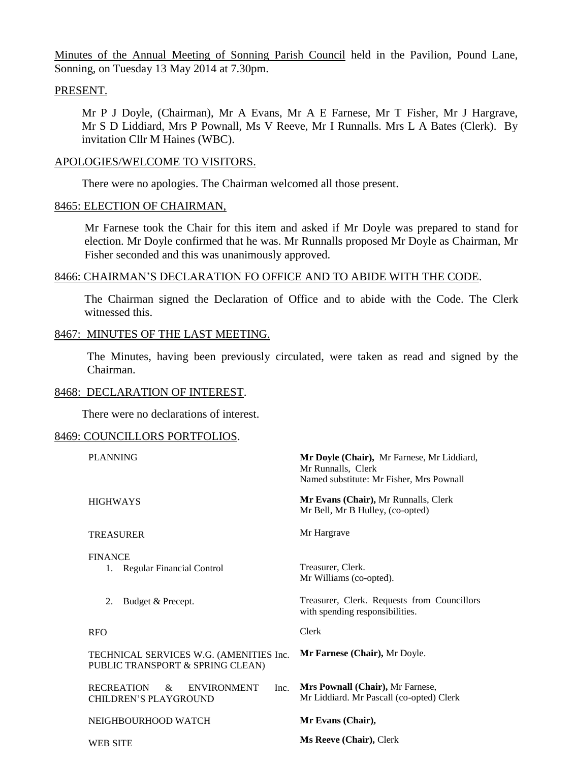Minutes of the Annual Meeting of Sonning Parish Council held in the Pavilion, Pound Lane, Sonning, on Tuesday 13 May 2014 at 7.30pm.

## PRESENT.

Mr P J Doyle, (Chairman), Mr A Evans, Mr A E Farnese, Mr T Fisher, Mr J Hargrave, Mr S D Liddiard, Mrs P Pownall, Ms V Reeve, Mr I Runnalls. Mrs L A Bates (Clerk). By invitation Cllr M Haines (WBC).

## APOLOGIES/WELCOME TO VISITORS.

There were no apologies. The Chairman welcomed all those present.

## 8465: ELECTION OF CHAIRMAN,

Mr Farnese took the Chair for this item and asked if Mr Doyle was prepared to stand for election. Mr Doyle confirmed that he was. Mr Runnalls proposed Mr Doyle as Chairman, Mr Fisher seconded and this was unanimously approved.

## 8466: CHAIRMAN'S DECLARATION FO OFFICE AND TO ABIDE WITH THE CODE.

The Chairman signed the Declaration of Office and to abide with the Code. The Clerk witnessed this.

## 8467: MINUTES OF THE LAST MEETING.

The Minutes, having been previously circulated, were taken as read and signed by the Chairman.

## 8468: DECLARATION OF INTEREST.

There were no declarations of interest.

## 8469: COUNCILLORS PORTFOLIOS.

| | |
|---|---|
| PLANNING | **Mr Doyle (Chair),** Mr Farnese, Mr Liddiard, Mr Runnalls, Clerk<br>Named substitute: Mr Fisher, Mrs Pownall |
| HIGHWAYS | **Mr Evans (Chair),** Mr Runnalls, Clerk<br>Mr Bell, Mr B Hulley, (co-opted) |
| TREASURER | Mr Hargrave |
| FINANCE<br>1. Regular Financial Control | Treasurer, Clerk.<br>Mr Williams (co-opted). |
| 2. Budget & Precept. | Treasurer, Clerk. Requests from Councillors with spending responsibilities. |
| RFO | Clerk |
| TECHNICAL SERVICES W.G. (AMENITIES Inc. PUBLIC TRANSPORT & SPRING CLEAN) | **Mr Farnese (Chair),** Mr Doyle. |
| RECREATION & ENVIRONMENT Inc. CHILDREN'S PLAYGROUND | **Mrs Pownall (Chair),** Mr Farnese, Mr Liddiard. Mr Pascall (co-opted) Clerk |
| NEIGHBOURHOOD WATCH | **Mr Evans (Chair),** |
| WEB SITE | **Ms Reeve (Chair),** Clerk |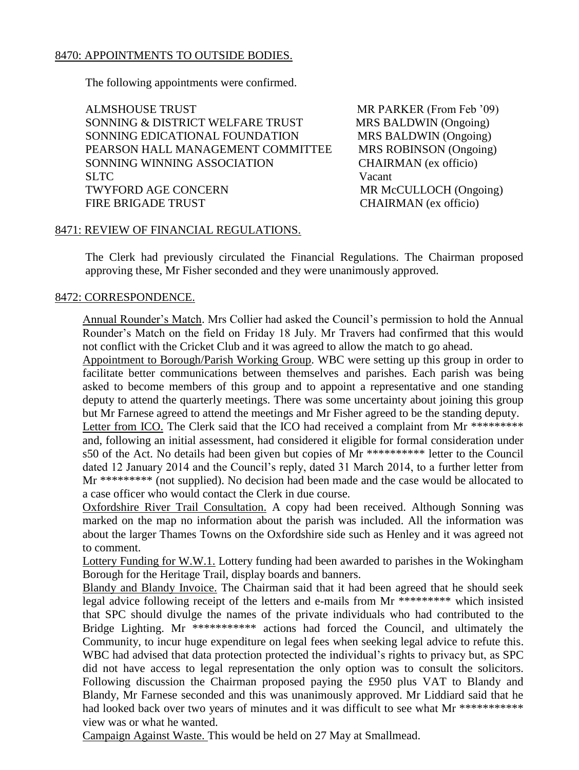## 8470: APPOINTMENTS TO OUTSIDE BODIES.

The following appointments were confirmed.

| | |
|---|---|
| ALMSHOUSE TRUST | MR PARKER (From Feb '09) |
| SONNING & DISTRICT WELFARE TRUST | MRS BALDWIN (Ongoing) |
| SONNING EDICATIONAL FOUNDATION | MRS BALDWIN (Ongoing) |
| PEARSON HALL MANAGEMENT COMMITTEE | MRS ROBINSON (Ongoing) |
| SONNING WINNING ASSOCIATION | CHAIRMAN (ex officio) |
| SLTC | Vacant |
| TWYFORD AGE CONCERN | MR McCULLOCH (Ongoing) |
| FIRE BRIGADE TRUST | CHAIRMAN (ex officio) |

## 8471: REVIEW OF FINANCIAL REGULATIONS.

The Clerk had previously circulated the Financial Regulations. The Chairman proposed approving these, Mr Fisher seconded and they were unanimously approved.

## 8472: CORRESPONDENCE.

Annual Rounder's Match. Mrs Collier had asked the Council's permission to hold the Annual Rounder's Match on the field on Friday 18 July. Mr Travers had confirmed that this would not conflict with the Cricket Club and it was agreed to allow the match to go ahead.

Appointment to Borough/Parish Working Group. WBC were setting up this group in order to facilitate better communications between themselves and parishes. Each parish was being asked to become members of this group and to appoint a representative and one standing deputy to attend the quarterly meetings. There was some uncertainty about joining this group but Mr Farnese agreed to attend the meetings and Mr Fisher agreed to be the standing deputy.

Letter from ICO. The Clerk said that the ICO had received a complaint from Mr ********* and, following an initial assessment, had considered it eligible for formal consideration under s50 of the Act. No details had been given but copies of Mr ********** letter to the Council dated 12 January 2014 and the Council's reply, dated 31 March 2014, to a further letter from Mr ********* (not supplied). No decision had been made and the case would be allocated to a case officer who would contact the Clerk in due course.

Oxfordshire River Trail Consultation. A copy had been received. Although Sonning was marked on the map no information about the parish was included. All the information was about the larger Thames Towns on the Oxfordshire side such as Henley and it was agreed not to comment.

Lottery Funding for W.W.1. Lottery funding had been awarded to parishes in the Wokingham Borough for the Heritage Trail, display boards and banners.

Blandy and Blandy Invoice. The Chairman said that it had been agreed that he should seek legal advice following receipt of the letters and e-mails from Mr ********* which insisted that SPC should divulge the names of the private individuals who had contributed to the Bridge Lighting. Mr *********** actions had forced the Council, and ultimately the Community, to incur huge expenditure on legal fees when seeking legal advice to refute this. WBC had advised that data protection protected the individual's rights to privacy but, as SPC did not have access to legal representation the only option was to consult the solicitors. Following discussion the Chairman proposed paying the £950 plus VAT to Blandy and Blandy, Mr Farnese seconded and this was unanimously approved. Mr Liddiard said that he had looked back over two years of minutes and it was difficult to see what Mr *********** view was or what he wanted.

Campaign Against Waste. This would be held on 27 May at Smallmead.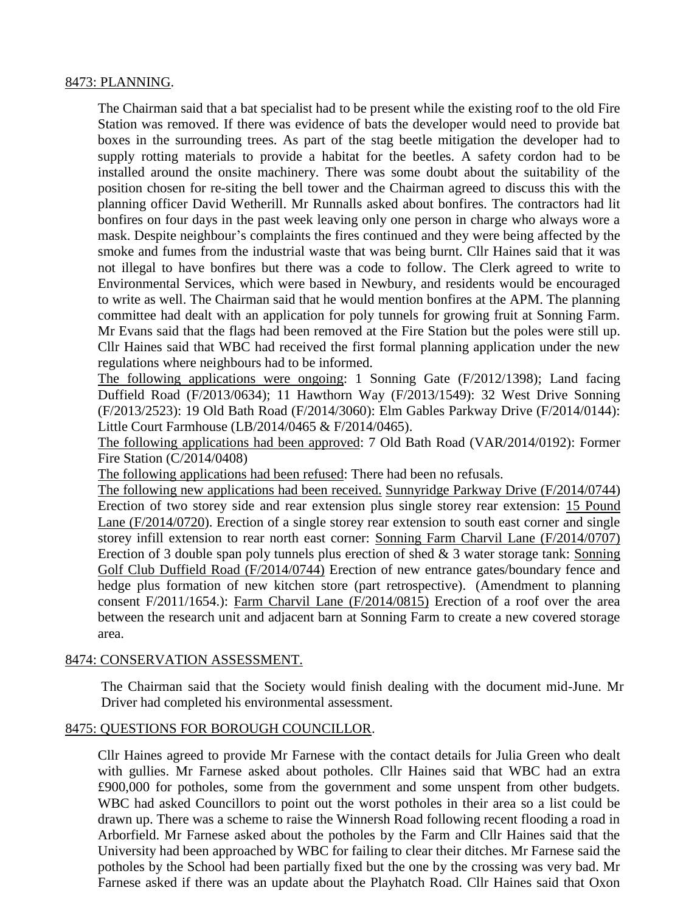8473: PLANNING.

The Chairman said that a bat specialist had to be present while the existing roof to the old Fire Station was removed. If there was evidence of bats the developer would need to provide bat boxes in the surrounding trees. As part of the stag beetle mitigation the developer had to supply rotting materials to provide a habitat for the beetles. A safety cordon had to be installed around the onsite machinery. There was some doubt about the suitability of the position chosen for re-siting the bell tower and the Chairman agreed to discuss this with the planning officer David Wetherill. Mr Runnalls asked about bonfires. The contractors had lit bonfires on four days in the past week leaving only one person in charge who always wore a mask. Despite neighbour's complaints the fires continued and they were being affected by the smoke and fumes from the industrial waste that was being burnt. Cllr Haines said that it was not illegal to have bonfires but there was a code to follow. The Clerk agreed to write to Environmental Services, which were based in Newbury, and residents would be encouraged to write as well. The Chairman said that he would mention bonfires at the APM. The planning committee had dealt with an application for poly tunnels for growing fruit at Sonning Farm. Mr Evans said that the flags had been removed at the Fire Station but the poles were still up. Cllr Haines said that WBC had received the first formal planning application under the new regulations where neighbours had to be informed.

The following applications were ongoing: 1 Sonning Gate (F/2012/1398); Land facing Duffield Road (F/2013/0634); 11 Hawthorn Way (F/2013/1549): 32 West Drive Sonning (F/2013/2523): 19 Old Bath Road (F/2014/3060): Elm Gables Parkway Drive (F/2014/0144): Little Court Farmhouse (LB/2014/0465 & F/2014/0465).

The following applications had been approved: 7 Old Bath Road (VAR/2014/0192): Former Fire Station (C/2014/0408)

The following applications had been refused: There had been no refusals.

The following new applications had been received. Sunnyridge Parkway Drive (F/2014/0744) Erection of two storey side and rear extension plus single storey rear extension: 15 Pound Lane (F/2014/0720). Erection of a single storey rear extension to south east corner and single storey infill extension to rear north east corner: Sonning Farm Charvil Lane (F/2014/0707) Erection of 3 double span poly tunnels plus erection of shed & 3 water storage tank: Sonning Golf Club Duffield Road (F/2014/0744) Erection of new entrance gates/boundary fence and hedge plus formation of new kitchen store (part retrospective). (Amendment to planning consent F/2011/1654.): Farm Charvil Lane (F/2014/0815) Erection of a roof over the area between the research unit and adjacent barn at Sonning Farm to create a new covered storage area.

8474: CONSERVATION ASSESSMENT.

The Chairman said that the Society would finish dealing with the document mid-June. Mr Driver had completed his environmental assessment.

8475: QUESTIONS FOR BOROUGH COUNCILLOR.

Cllr Haines agreed to provide Mr Farnese with the contact details for Julia Green who dealt with gullies. Mr Farnese asked about potholes. Cllr Haines said that WBC had an extra £900,000 for potholes, some from the government and some unspent from other budgets. WBC had asked Councillors to point out the worst potholes in their area so a list could be drawn up. There was a scheme to raise the Winnersh Road following recent flooding a road in Arborfield. Mr Farnese asked about the potholes by the Farm and Cllr Haines said that the University had been approached by WBC for failing to clear their ditches. Mr Farnese said the potholes by the School had been partially fixed but the one by the crossing was very bad. Mr Farnese asked if there was an update about the Playhatch Road. Cllr Haines said that Oxon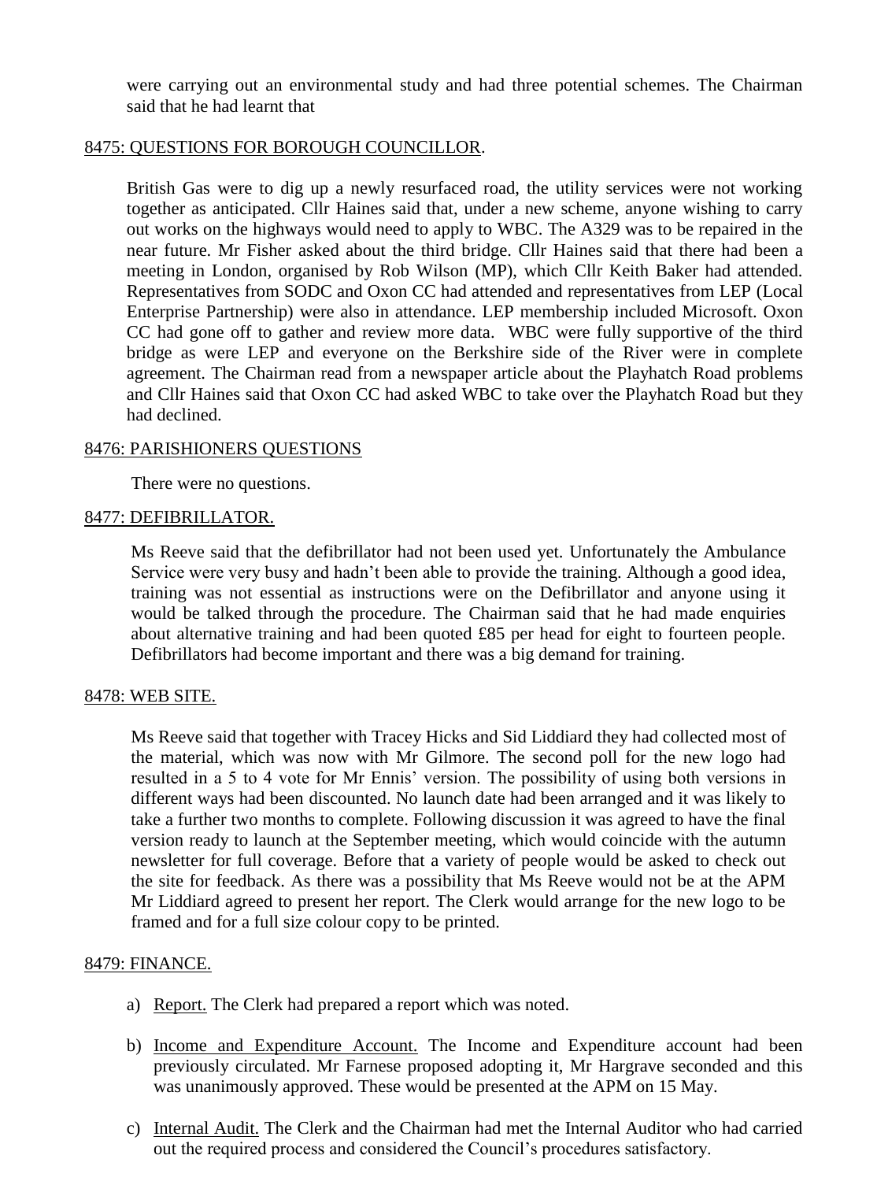were carrying out an environmental study and had three potential schemes. The Chairman said that he had learnt that

8475: QUESTIONS FOR BOROUGH COUNCILLOR.

British Gas were to dig up a newly resurfaced road, the utility services were not working together as anticipated. Cllr Haines said that, under a new scheme, anyone wishing to carry out works on the highways would need to apply to WBC. The A329 was to be repaired in the near future. Mr Fisher asked about the third bridge. Cllr Haines said that there had been a meeting in London, organised by Rob Wilson (MP), which Cllr Keith Baker had attended. Representatives from SODC and Oxon CC had attended and representatives from LEP (Local Enterprise Partnership) were also in attendance. LEP membership included Microsoft. Oxon CC had gone off to gather and review more data. WBC were fully supportive of the third bridge as were LEP and everyone on the Berkshire side of the River were in complete agreement. The Chairman read from a newspaper article about the Playhatch Road problems and Cllr Haines said that Oxon CC had asked WBC to take over the Playhatch Road but they had declined.

8476: PARISHIONERS QUESTIONS

There were no questions.

8477: DEFIBRILLATOR.

Ms Reeve said that the defibrillator had not been used yet. Unfortunately the Ambulance Service were very busy and hadn't been able to provide the training. Although a good idea, training was not essential as instructions were on the Defibrillator and anyone using it would be talked through the procedure. The Chairman said that he had made enquiries about alternative training and had been quoted £85 per head for eight to fourteen people. Defibrillators had become important and there was a big demand for training.

8478: WEB SITE.

Ms Reeve said that together with Tracey Hicks and Sid Liddiard they had collected most of the material, which was now with Mr Gilmore. The second poll for the new logo had resulted in a 5 to 4 vote for Mr Ennis' version. The possibility of using both versions in different ways had been discounted. No launch date had been arranged and it was likely to take a further two months to complete. Following discussion it was agreed to have the final version ready to launch at the September meeting, which would coincide with the autumn newsletter for full coverage. Before that a variety of people would be asked to check out the site for feedback. As there was a possibility that Ms Reeve would not be at the APM Mr Liddiard agreed to present her report. The Clerk would arrange for the new logo to be framed and for a full size colour copy to be printed.

8479: FINANCE.

a) Report. The Clerk had prepared a report which was noted.

b) Income and Expenditure Account. The Income and Expenditure account had been previously circulated. Mr Farnese proposed adopting it, Mr Hargrave seconded and this was unanimously approved. These would be presented at the APM on 15 May.

c) Internal Audit. The Clerk and the Chairman had met the Internal Auditor who had carried out the required process and considered the Council's procedures satisfactory.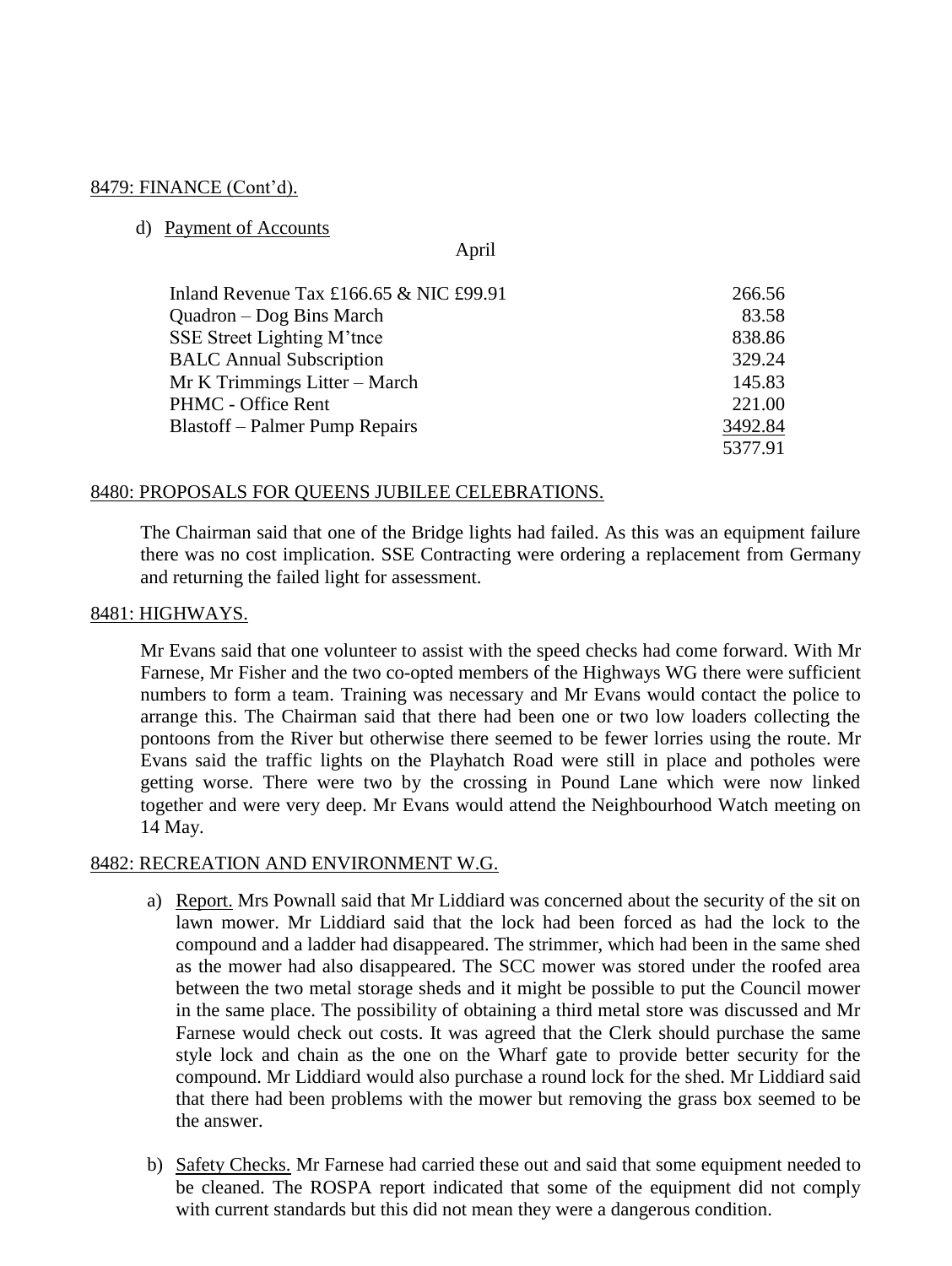8479: FINANCE (Cont'd).

d) Payment of Accounts

April

| | |
|---|---|
| Inland Revenue Tax £166.65 & NIC £99.91 | 266.56 |
| Quadron – Dog Bins March | 83.58 |
| SSE Street Lighting M'tnce | 838.86 |
| BALC Annual Subscription | 329.24 |
| Mr K Trimmings Litter – March | 145.83 |
| PHMC - Office Rent | 221.00 |
| Blastoff – Palmer Pump Repairs | 3492.84 |
| | 5377.91 |

8480: PROPOSALS FOR QUEENS JUBILEE CELEBRATIONS.

The Chairman said that one of the Bridge lights had failed. As this was an equipment failure there was no cost implication. SSE Contracting were ordering a replacement from Germany and returning the failed light for assessment.

8481: HIGHWAYS.

Mr Evans said that one volunteer to assist with the speed checks had come forward. With Mr Farnese, Mr Fisher and the two co-opted members of the Highways WG there were sufficient numbers to form a team. Training was necessary and Mr Evans would contact the police to arrange this. The Chairman said that there had been one or two low loaders collecting the pontoons from the River but otherwise there seemed to be fewer lorries using the route. Mr Evans said the traffic lights on the Playhatch Road were still in place and potholes were getting worse. There were two by the crossing in Pound Lane which were now linked together and were very deep. Mr Evans would attend the Neighbourhood Watch meeting on 14 May.

8482: RECREATION AND ENVIRONMENT W.G.

a) Report. Mrs Pownall said that Mr Liddiard was concerned about the security of the sit on lawn mower. Mr Liddiard said that the lock had been forced as had the lock to the compound and a ladder had disappeared. The strimmer, which had been in the same shed as the mower had also disappeared. The SCC mower was stored under the roofed area between the two metal storage sheds and it might be possible to put the Council mower in the same place. The possibility of obtaining a third metal store was discussed and Mr Farnese would check out costs. It was agreed that the Clerk should purchase the same style lock and chain as the one on the Wharf gate to provide better security for the compound. Mr Liddiard would also purchase a round lock for the shed. Mr Liddiard said that there had been problems with the mower but removing the grass box seemed to be the answer.

b) Safety Checks. Mr Farnese had carried these out and said that some equipment needed to be cleaned. The ROSPA report indicated that some of the equipment did not comply with current standards but this did not mean they were a dangerous condition.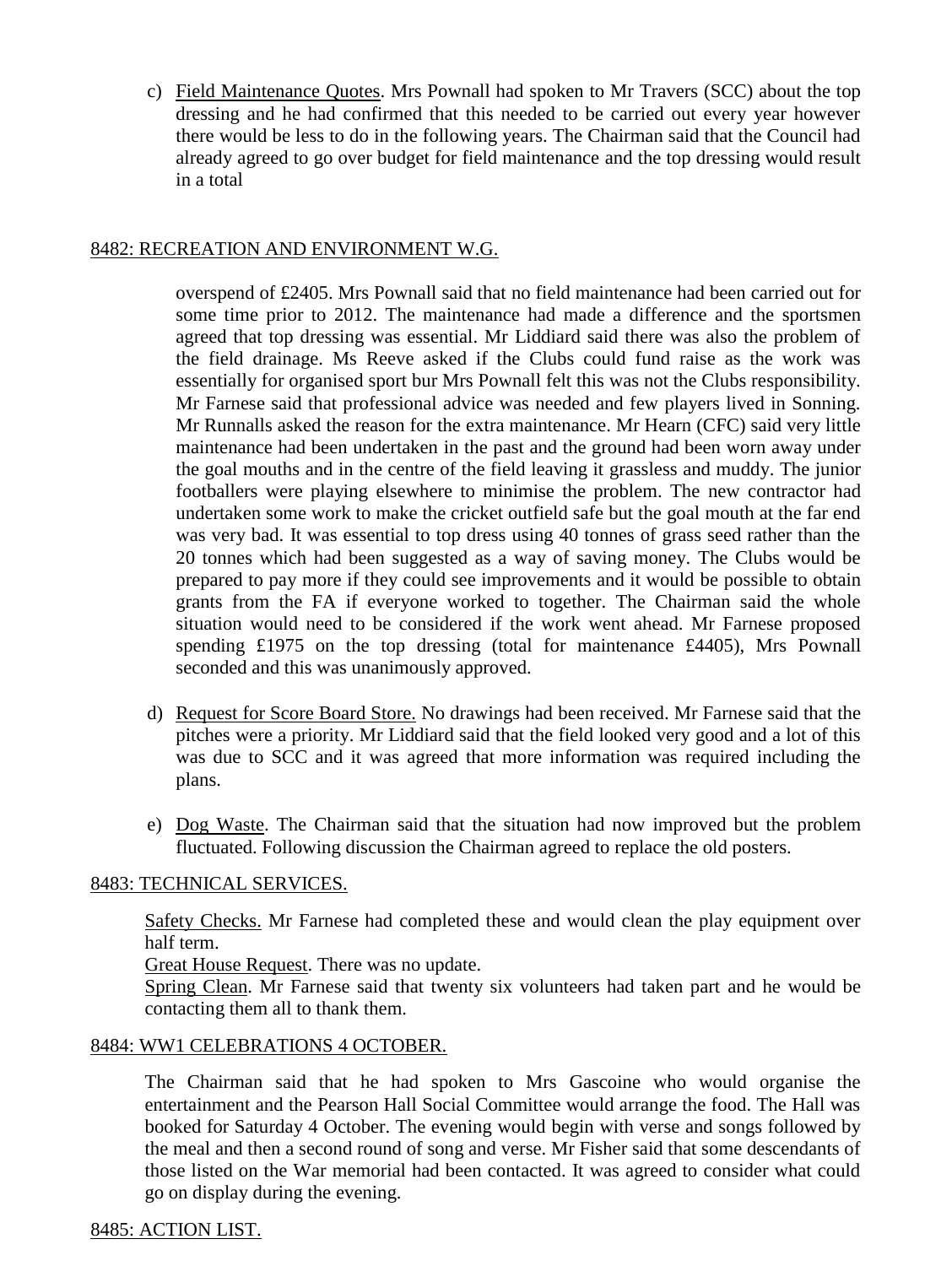c) Field Maintenance Quotes. Mrs Pownall had spoken to Mr Travers (SCC) about the top dressing and he had confirmed that this needed to be carried out every year however there would be less to do in the following years. The Chairman said that the Council had already agreed to go over budget for field maintenance and the top dressing would result in a total

## 8482: RECREATION AND ENVIRONMENT W.G.

overspend of £2405. Mrs Pownall said that no field maintenance had been carried out for some time prior to 2012. The maintenance had made a difference and the sportsmen agreed that top dressing was essential. Mr Liddiard said there was also the problem of the field drainage. Ms Reeve asked if the Clubs could fund raise as the work was essentially for organised sport bur Mrs Pownall felt this was not the Clubs responsibility. Mr Farnese said that professional advice was needed and few players lived in Sonning. Mr Runnalls asked the reason for the extra maintenance. Mr Hearn (CFC) said very little maintenance had been undertaken in the past and the ground had been worn away under the goal mouths and in the centre of the field leaving it grassless and muddy. The junior footballers were playing elsewhere to minimise the problem. The new contractor had undertaken some work to make the cricket outfield safe but the goal mouth at the far end was very bad. It was essential to top dress using 40 tonnes of grass seed rather than the 20 tonnes which had been suggested as a way of saving money. The Clubs would be prepared to pay more if they could see improvements and it would be possible to obtain grants from the FA if everyone worked to together. The Chairman said the whole situation would need to be considered if the work went ahead. Mr Farnese proposed spending £1975 on the top dressing (total for maintenance £4405), Mrs Pownall seconded and this was unanimously approved.

d) Request for Score Board Store. No drawings had been received. Mr Farnese said that the pitches were a priority. Mr Liddiard said that the field looked very good and a lot of this was due to SCC and it was agreed that more information was required including the plans.

e) Dog Waste. The Chairman said that the situation had now improved but the problem fluctuated. Following discussion the Chairman agreed to replace the old posters.

## 8483: TECHNICAL SERVICES.

Safety Checks. Mr Farnese had completed these and would clean the play equipment over half term.
Great House Request. There was no update.
Spring Clean. Mr Farnese said that twenty six volunteers had taken part and he would be contacting them all to thank them.

## 8484: WW1 CELEBRATIONS 4 OCTOBER.

The Chairman said that he had spoken to Mrs Gascoine who would organise the entertainment and the Pearson Hall Social Committee would arrange the food. The Hall was booked for Saturday 4 October. The evening would begin with verse and songs followed by the meal and then a second round of song and verse. Mr Fisher said that some descendants of those listed on the War memorial had been contacted. It was agreed to consider what could go on display during the evening.

## 8485: ACTION LIST.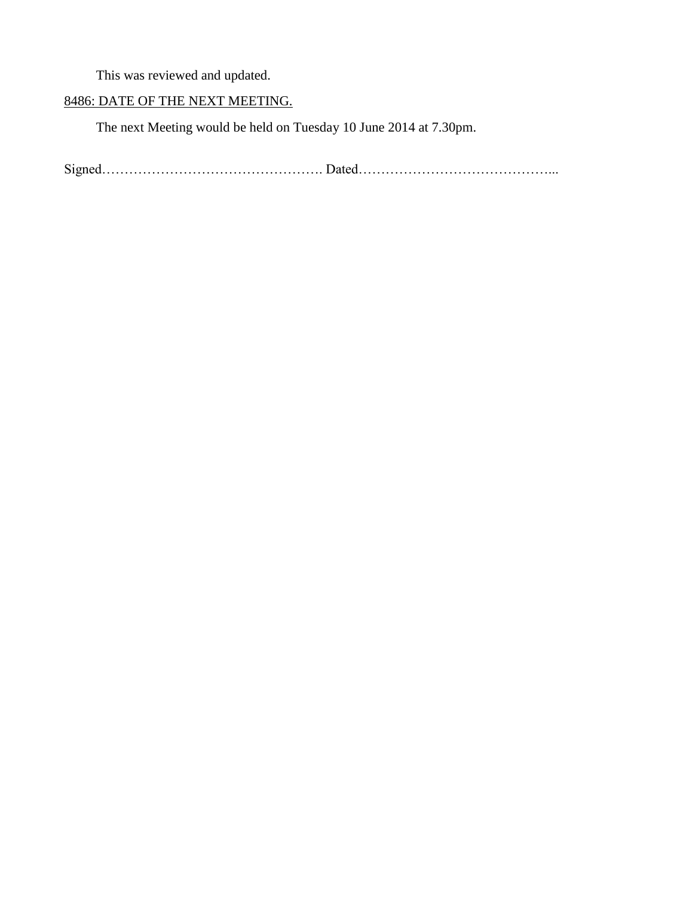This was reviewed and updated.

<u>8486: DATE OF THE NEXT MEETING.</u>

The next Meeting would be held on Tuesday 10 June 2014 at 7.30pm.

Signed…………………………………………. Dated……………………………………...